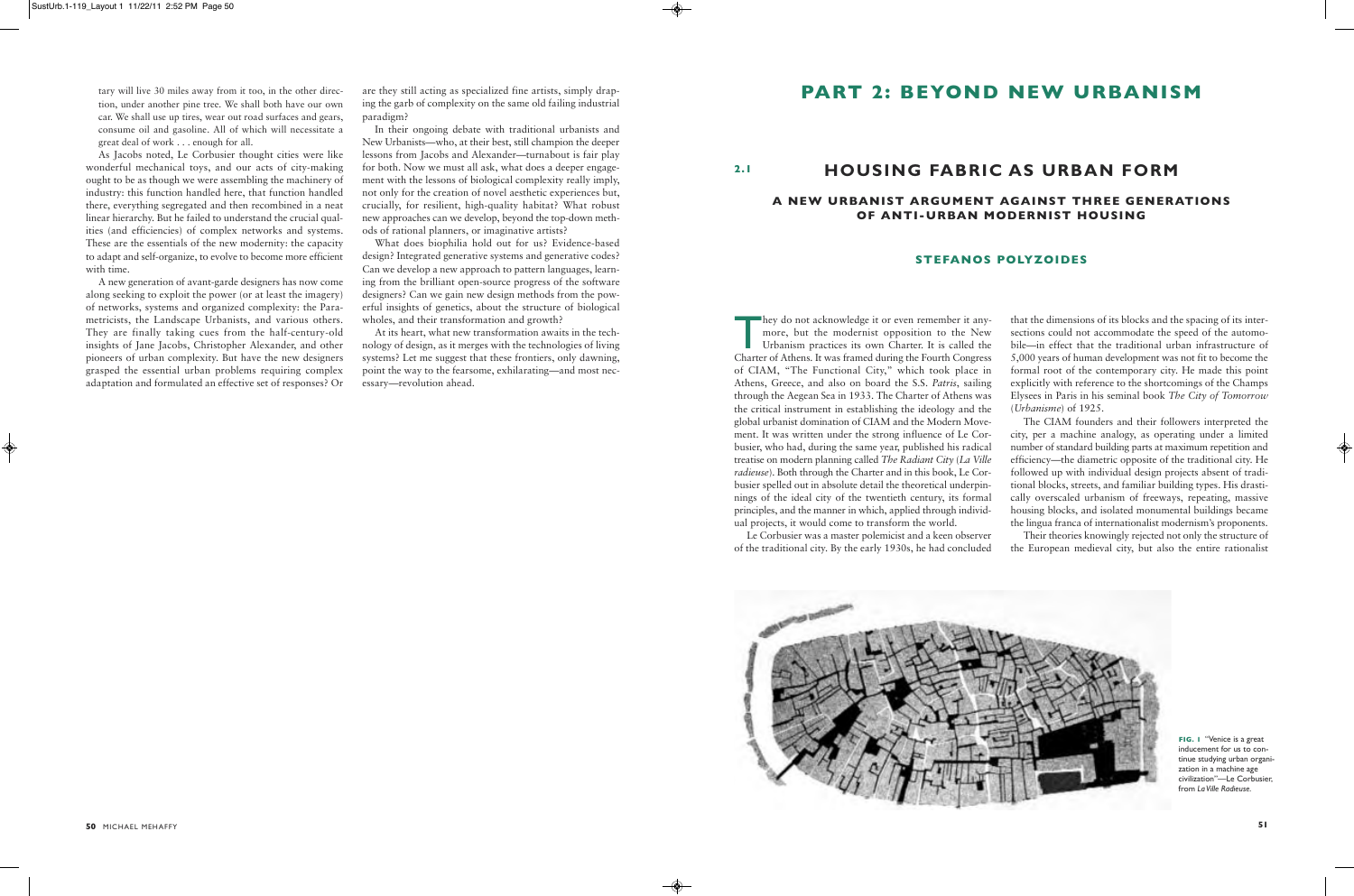tary will live 30 miles away from it too, in the other direction, under another pine tree. We shall both have our own car. We shall use up tires, wear out road surfaces and gears, consume oil and gasoline. All of which will necessitate a great deal of work . . . enough for all.

As Jacobs noted, Le Corbusier thought cities were like wonderful mechanical toys, and our acts of city-making ought to be as though we were assembling the machinery of industry: this function handled here, that function handled there, everything segregated and then recombined in a neat linear hierarchy. But he failed to understand the crucial qualities (and efficiencies) of complex networks and systems. These are the essentials of the new modernity: the capacity to adapt and self-organize, to evolve to become more efficient with time.

A new generation of avant-garde designers has now come along seeking to exploit the power (or at least the imagery) of networks, systems and organized complexity: the Parametricists, the Landscape Urbanists, and various others. They are finally taking cues from the half-century-old insights of Jane Jacobs, Christopher Alexander, and other pioneers of urban complexity. But have the new designers grasped the essential urban problems requiring complex adaptation and formulated an effective set of responses? Or are they still acting as specialized fine artists, simply draping the garb of complexity on the same old failing industrial paradigm?

In their ongoing debate with traditional urbanists and New Urbanists—who, at their best, still champion the deeper lessons from Jacobs and Alexander—turnabout is fair play for both. Now we must all ask, what does a deeper engagement with the lessons of biological complexity really imply, not only for the creation of novel aesthetic experiences but, crucially, for resilient, high-quality habitat? What robust new approaches can we develop, beyond the top-down methods of rational planners, or imaginative artists?

What does biophilia hold out for us? Evidence-based design? Integrated generative systems and generative codes? Can we develop a new approach to pattern languages, learning from the brilliant open-source progress of the software designers? Can we gain new design methods from the powerful insights of genetics, about the structure of biological wholes, and their transformation and growth?

At its heart, what new transformation awaits in the technology of design, as it merges with the technologies of living systems? Let me suggest that these frontiers, only dawning, point the way to the fearsome, exhilarating—and most necessary—revolution ahead.

# PART 2: BEYOND NEW URBANISM

## 2.1 HOUSING FABRIC AS URBAN FORM

### A NEW URBANIST ARGUMENT AGAINST THREE GENERATIONS OF ANTI-URBAN MODERNIST HOUSING

**STEFANOS POLYZOIDES**

They do not acknowledge it or even remember it anymore, but the modernist opposition to the New Urbanism practices its own Charter. It is called the Charter of Athens. It was framed during the Fourth Congress of CIAM, "The Functional City," which took place in Athens, Greece, and also on board the S.S. *Patris*, sailing through the Aegean Sea in 1933. The Charter of Athens was the critical instrument in establishing the ideology and the global urbanist domination of CIAM and the Modern Movement. It was written under the strong influence of Le Corbusier, who had, during the same year, published his radical treatise on modern planning called *The Radiant City* (*La Ville radieuse*). Both through the Charter and in this book, Le Corbusier spelled out in absolute detail the theoretical underpinnings of the ideal city of the twentieth century, its formal principles, and the manner in which, applied through individual projects, it would come to transform the world.

Le Corbusier was a master polemicist and a keen observer of the traditional city. By the early 1930s, he had concluded that the dimensions of its blocks and the spacing of its intersections could not accommodate the speed of the automobile—in effect that the traditional urban infrastructure of 5,000 years of human development was not fit to become the formal root of the contemporary city. He made this point explicitly with reference to the shortcomings of the Champs Elysees in Paris in his seminal book *The City of Tomorrow* (*Urbanisme*) of 1925.

The CIAM founders and their followers interpreted the city, per a machine analogy, as operating under a limited number of standard building parts at maximum repetition and efficiency—the diametric opposite of the traditional city. He followed up with individual design projects absent of traditional blocks, streets, and familiar building types. His drastically overscaled urbanism of freeways, repeating, massive housing blocks, and isolated monumental buildings became the lingua franca of internationalist modernism's proponents.

Their theories knowingly rejected not only the structure of the European medieval city, but also the entire rationalist

**FIG. 1** "Venice is a great inducement for us to continue studying urban organization in a machine age civilization"—Le Corbusier, from *La Ville Radieuse*.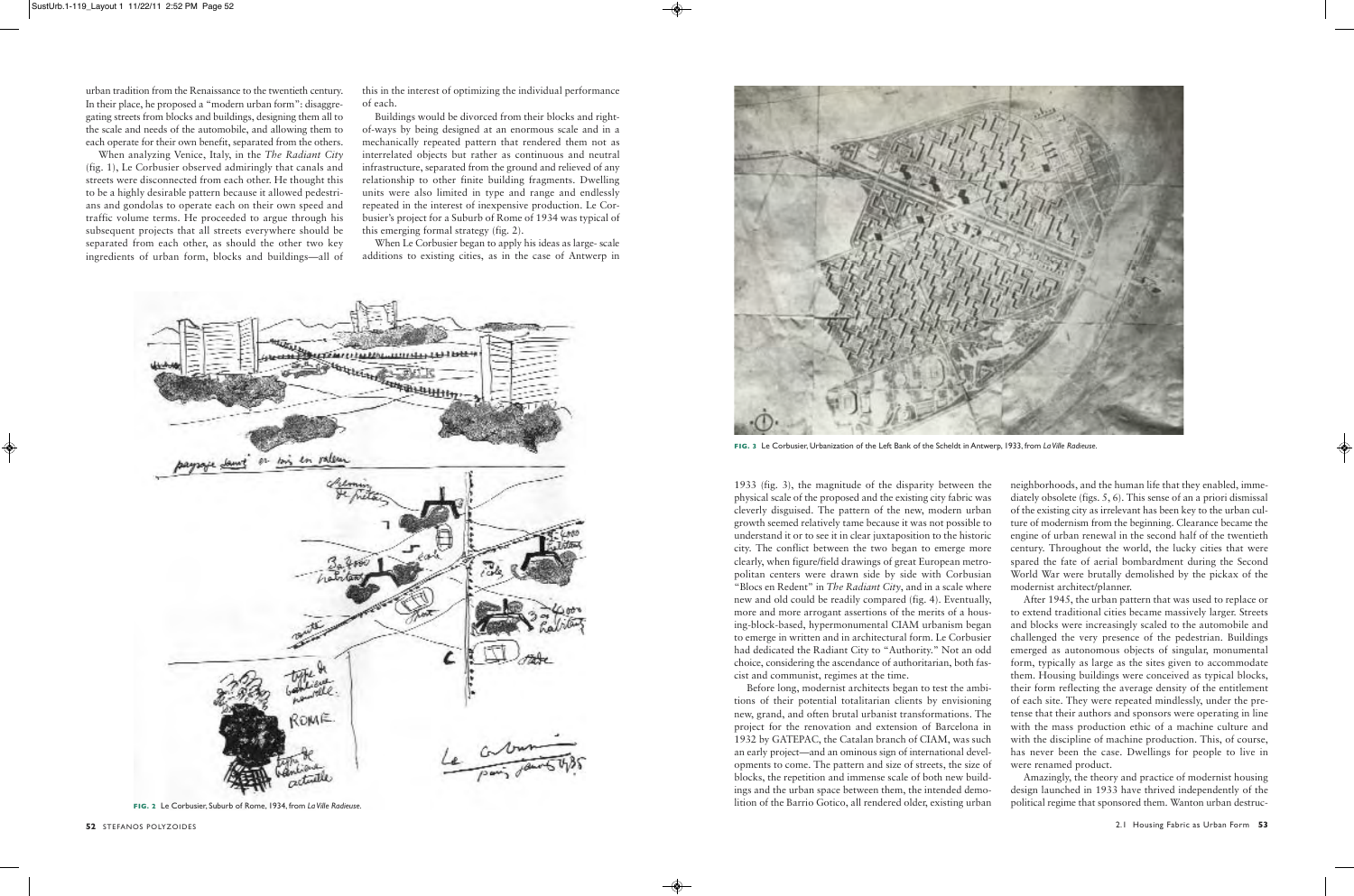urban tradition from the Renaissance to the twentieth century. In their place, he proposed a "modern urban form": disaggregating streets from blocks and buildings, designing them all to the scale and needs of the automobile, and allowing them to each operate for their own benefit, separated from the others.

When analyzing Venice, Italy, in the *The Radiant City* (fig. 1), Le Corbusier observed admiringly that canals and streets were disconnected from each other. He thought this to be a highly desirable pattern because it allowed pedestrians and gondolas to operate each on their own speed and traffic volume terms. He proceeded to argue through his subsequent projects that all streets everywhere should be separated from each other, as should the other two key ingredients of urban form, blocks and buildings—all of this in the interest of optimizing the individual performance of each.

Buildings would be divorced from their blocks and right-of-ways by being designed at an enormous scale and in a mechanically repeated pattern that rendered them not as interrelated objects but rather as continuous and neutral infrastructure, separated from the ground and relieved of any relationship to other finite building fragments. Dwelling units were also limited in type and range and endlessly repeated in the interest of inexpensive production. Le Corbusier's project for a Suburb of Rome of 1934 was typical of this emerging formal strategy (fig. 2).

When Le Corbusier began to apply his ideas as large- scale additions to existing cities, as in the case of Antwerp in 1933 (fig. 3), the magnitude of the disparity between the physical scale of the proposed and the existing city fabric was cleverly disguised. The pattern of the new, modern urban growth seemed relatively tame because it was not possible to understand it or to see it in clear juxtaposition to the historic city. The conflict between the two began to emerge more clearly, when figure/field drawings of great European metropolitan centers were drawn side by side with Corbusian "Blocs en Redent" in *The Radiant City*, and in a scale where new and old could be readily compared (fig. 4). Eventually, more and more arrogant assertions of the merits of a housing-block-based, hypermonumental CIAM urbanism began to emerge in written and in architectural form. Le Corbusier had dedicated the Radiant City to "Authority." Not an odd choice, considering the ascendance of authoritarian, both fascist and communist, regimes at the time.

Before long, modernist architects began to test the ambitions of their potential totalitarian clients by envisioning new, grand, and often brutal urbanist transformations. The project for the renovation and extension of Barcelona in 1932 by GATEPAC, the Catalan branch of CIAM, was such an early project—and an ominous sign of international developments to come. The pattern and size of streets, the size of blocks, the repetition and immense scale of both new buildings and the urban space between them, the intended demolition of the Barrio Gotico, all rendered older, existing urban neighborhoods, and the human life that they enabled, immediately obsolete (figs. 5, 6). This sense of an a priori dismissal of the existing city as irrelevant has been key to the urban culture of modernism from the beginning. Clearance became the engine of urban renewal in the second half of the twentieth century. Throughout the world, the lucky cities that were spared the fate of aerial bombardment during the Second World War were brutally demolished by the pickax of the modernist architect/planner.

After 1945, the urban pattern that was used to replace or to extend traditional cities became massively larger. Streets and blocks were increasingly scaled to the automobile and challenged the very presence of the pedestrian. Buildings emerged as autonomous objects of singular, monumental form, typically as large as the sites given to accommodate them. Housing buildings were conceived as typical blocks, their form reflecting the average density of the entitlement of each site. They were repeated mindlessly, under the pretense that their authors and sponsors were operating in line with the mass production ethic of a machine culture and with the discipline of machine production. This, of course, has never been the case. Dwellings for people to live in were renamed product.

Amazingly, the theory and practice of modernist housing design launched in 1933 have thrived independently of the political regime that sponsored them. Wanton urban destruc-

**FIG. 2** Le Corbusier, Suburb of Rome, 1934, from *La Ville Radieuse*.

**FIG. 3** Le Corbusier, Urbanization of the Left Bank of the Scheldt in Antwerp, 1933, from *La Ville Radieuse*.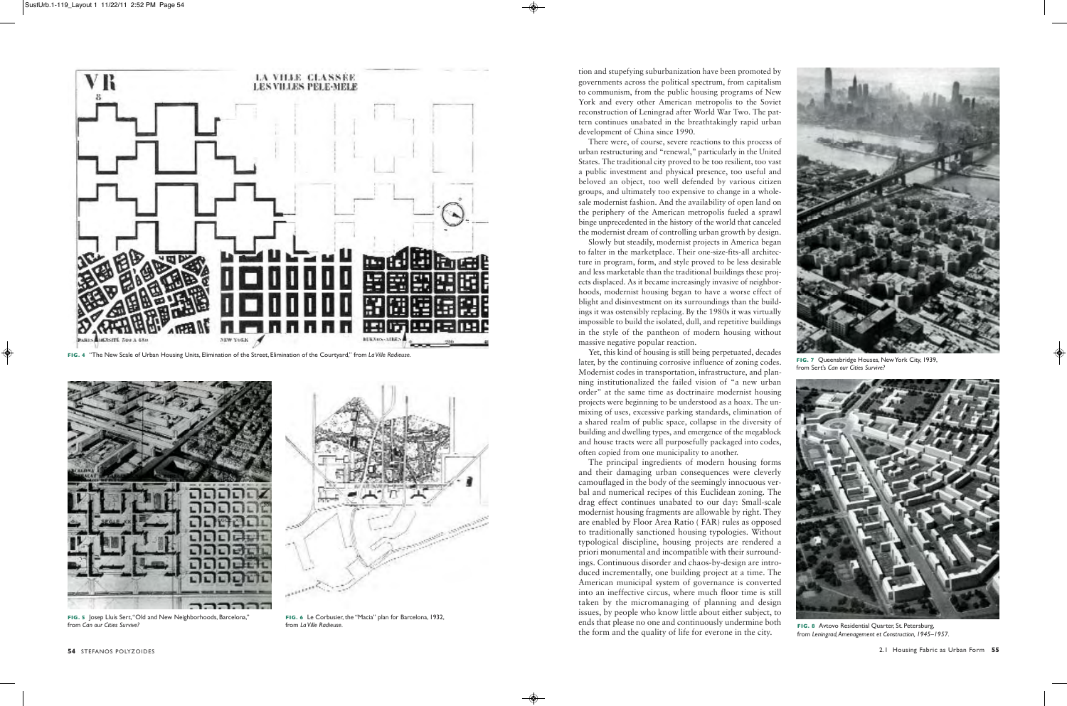FIG. 4 "The New Scale of Urban Housing Units, Elimination of the Street, Elimination of the Courtyard," from *La Ville Radieuse.*

FIG. 5 Josep Lluís Sert, "Old and New Neighborhoods, Barcelona," from *Can our Cities Survive?*

FIG. 6 Le Corbusier, the "Macia" plan for Barcelona, 1932, from *La Ville Radieuse.*

tion and stupefying suburbanization have been promoted by governments across the political spectrum, from capitalism to communism, from the public housing programs of New York and every other American metropolis to the Soviet reconstruction of Leningrad after World War Two. The pattern continues unabated in the breathtakingly rapid urban development of China since 1990.

There were, of course, severe reactions to this process of urban restructuring and "renewal," particularly in the United States. The traditional city proved to be too resilient, too vast a public investment and physical presence, too useful and beloved an object, too well defended by various citizen groups, and ultimately too expensive to change in a wholesale modernist fashion. And the availability of open land on the periphery of the American metropolis fueled a sprawl binge unprecedented in the history of the world that canceled the modernist dream of controlling urban growth by design.

Slowly but steadily, modernist projects in America began to falter in the marketplace. Their one-size-fits-all architecture in program, form, and style proved to be less desirable and less marketable than the traditional buildings these projects displaced. As it became increasingly invasive of neighborhoods, modernist housing began to have a worse effect of blight and disinvestment on its surroundings than the buildings it was ostensibly replacing. By the 1980s it was virtually impossible to build the isolated, dull, and repetitive buildings in the style of the pantheon of modern housing without massive negative popular reaction.

Yet, this kind of housing is still being perpetuated, decades later, by the continuing corrosive influence of zoning codes. Modernist codes in transportation, infrastructure, and planning institutionalized the failed vision of "a new urban order" at the same time as doctrinaire modernist housing projects were beginning to be understood as a hoax. The unmixing of uses, excessive parking standards, elimination of a shared realm of public space, collapse in the diversity of building and dwelling types, and emergence of the megablock and house tracts were all purposefully packaged into codes, often copied from one municipality to another.

The principal ingredients of modern housing forms and their damaging urban consequences were cleverly camouflaged in the body of the seemingly innocuous verbal and numerical recipes of this Euclidean zoning. The drag effect continues unabated to our day: Small-scale modernist housing fragments are allowable by right. They are enabled by Floor Area Ratio ( FAR) rules as opposed to traditionally sanctioned housing typologies. Without typological discipline, housing projects are rendered a priori monumental and incompatible with their surroundings. Continuous disorder and chaos-by-design are introduced incrementally, one building project at a time. The American municipal system of governance is converted into an ineffective circus, where much floor time is still taken by the micromanaging of planning and design issues, by people who know little about either subject, to ends that please no one and continuously undermine both the form and the quality of life for everone in the city.

FIG. 7 Queensbridge Houses, New York City, 1939, from Sert's *Can our Cities Survive?*

FIG. 8 Avtovo Residential Quarter, St. Petersburg, from *Leningrad, Amenagement et Construction, 1945–1957.*